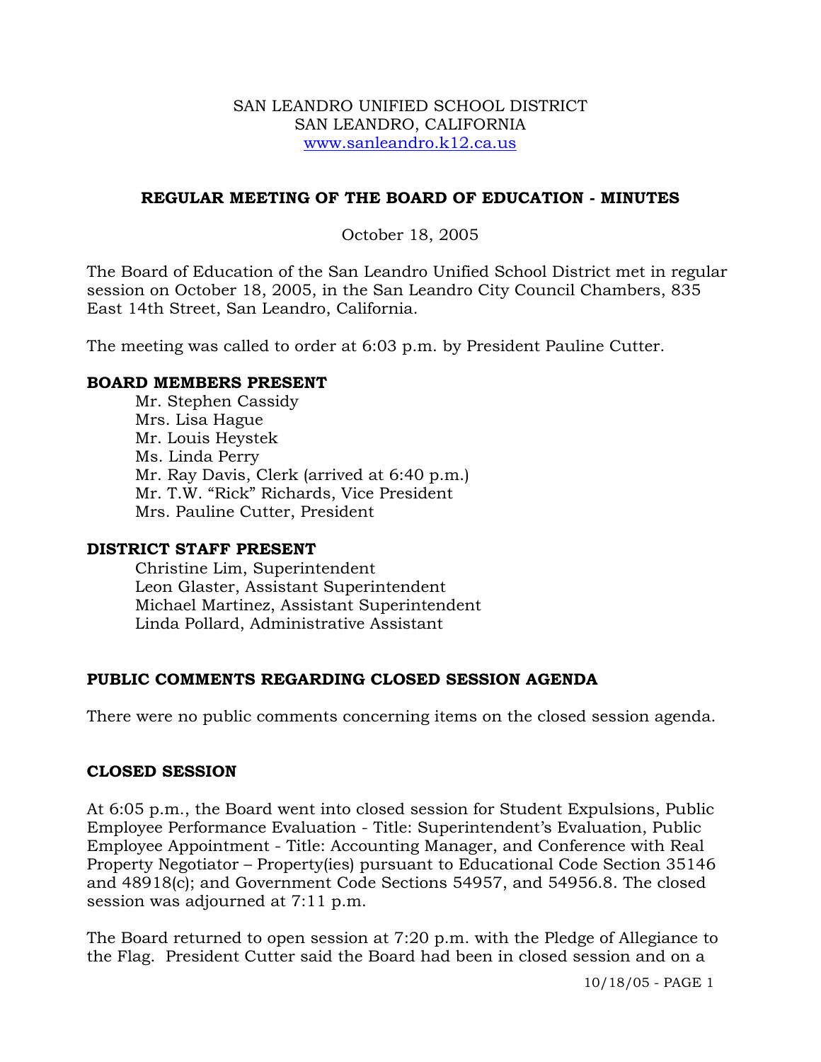SAN LEANDRO UNIFIED SCHOOL DISTRICT
SAN LEANDRO, CALIFORNIA
www.sanleandro.k12.ca.us

## REGULAR MEETING OF THE BOARD OF EDUCATION - MINUTES

October 18, 2005

The Board of Education of the San Leandro Unified School District met in regular session on October 18, 2005, in the San Leandro City Council Chambers, 835 East 14th Street, San Leandro, California.

The meeting was called to order at 6:03 p.m. by President Pauline Cutter.

### BOARD MEMBERS PRESENT

Mr. Stephen Cassidy
Mrs. Lisa Hague
Mr. Louis Heystek
Ms. Linda Perry
Mr. Ray Davis, Clerk (arrived at 6:40 p.m.)
Mr. T.W. "Rick" Richards, Vice President
Mrs. Pauline Cutter, President

### DISTRICT STAFF PRESENT

Christine Lim, Superintendent
Leon Glaster, Assistant Superintendent
Michael Martinez, Assistant Superintendent
Linda Pollard, Administrative Assistant

### PUBLIC COMMENTS REGARDING CLOSED SESSION AGENDA

There were no public comments concerning items on the closed session agenda.

### CLOSED SESSION

At 6:05 p.m., the Board went into closed session for Student Expulsions, Public Employee Performance Evaluation - Title: Superintendent's Evaluation, Public Employee Appointment - Title: Accounting Manager, and Conference with Real Property Negotiator – Property(ies) pursuant to Educational Code Section 35146 and 48918(c); and Government Code Sections 54957, and 54956.8. The closed session was adjourned at 7:11 p.m.

The Board returned to open session at 7:20 p.m. with the Pledge of Allegiance to the Flag. President Cutter said the Board had been in closed session and on a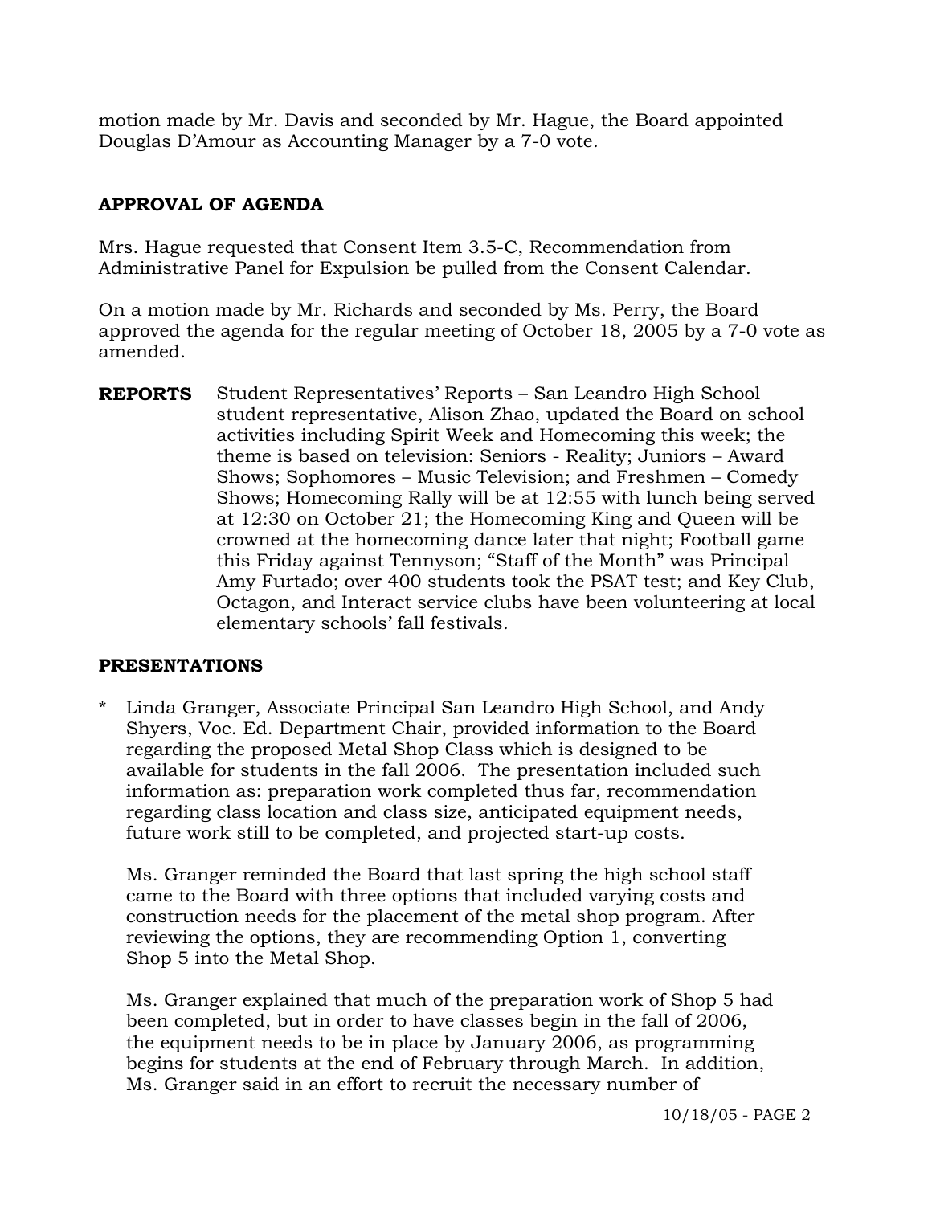motion made by Mr. Davis and seconded by Mr. Hague, the Board appointed Douglas D'Amour as Accounting Manager by a 7-0 vote.

## APPROVAL OF AGENDA

Mrs. Hague requested that Consent Item 3.5-C, Recommendation from Administrative Panel for Expulsion be pulled from the Consent Calendar.

On a motion made by Mr. Richards and seconded by Ms. Perry, the Board approved the agenda for the regular meeting of October 18, 2005 by a 7-0 vote as amended.

**REPORTS** Student Representatives' Reports – San Leandro High School student representative, Alison Zhao, updated the Board on school activities including Spirit Week and Homecoming this week; the theme is based on television: Seniors - Reality; Juniors – Award Shows; Sophomores – Music Television; and Freshmen – Comedy Shows; Homecoming Rally will be at 12:55 with lunch being served at 12:30 on October 21; the Homecoming King and Queen will be crowned at the homecoming dance later that night; Football game this Friday against Tennyson; "Staff of the Month" was Principal Amy Furtado; over 400 students took the PSAT test; and Key Club, Octagon, and Interact service clubs have been volunteering at local elementary schools' fall festivals.

## PRESENTATIONS

\* Linda Granger, Associate Principal San Leandro High School, and Andy Shyers, Voc. Ed. Department Chair, provided information to the Board regarding the proposed Metal Shop Class which is designed to be available for students in the fall 2006. The presentation included such information as: preparation work completed thus far, recommendation regarding class location and class size, anticipated equipment needs, future work still to be completed, and projected start-up costs.

  Ms. Granger reminded the Board that last spring the high school staff came to the Board with three options that included varying costs and construction needs for the placement of the metal shop program. After reviewing the options, they are recommending Option 1, converting Shop 5 into the Metal Shop.

  Ms. Granger explained that much of the preparation work of Shop 5 had been completed, but in order to have classes begin in the fall of 2006, the equipment needs to be in place by January 2006, as programming begins for students at the end of February through March. In addition, Ms. Granger said in an effort to recruit the necessary number of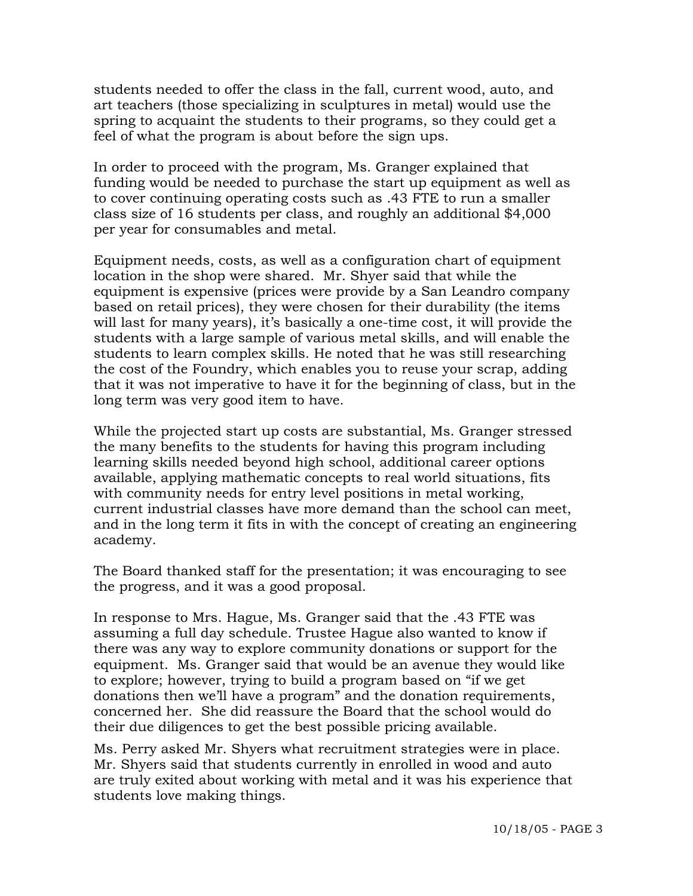students needed to offer the class in the fall, current wood, auto, and art teachers (those specializing in sculptures in metal) would use the spring to acquaint the students to their programs, so they could get a feel of what the program is about before the sign ups.

In order to proceed with the program, Ms. Granger explained that funding would be needed to purchase the start up equipment as well as to cover continuing operating costs such as .43 FTE to run a smaller class size of 16 students per class, and roughly an additional $4,000 per year for consumables and metal.

Equipment needs, costs, as well as a configuration chart of equipment location in the shop were shared. Mr. Shyer said that while the equipment is expensive (prices were provide by a San Leandro company based on retail prices), they were chosen for their durability (the items will last for many years), it's basically a one-time cost, it will provide the students with a large sample of various metal skills, and will enable the students to learn complex skills. He noted that he was still researching the cost of the Foundry, which enables you to reuse your scrap, adding that it was not imperative to have it for the beginning of class, but in the long term was very good item to have.

While the projected start up costs are substantial, Ms. Granger stressed the many benefits to the students for having this program including learning skills needed beyond high school, additional career options available, applying mathematic concepts to real world situations, fits with community needs for entry level positions in metal working, current industrial classes have more demand than the school can meet, and in the long term it fits in with the concept of creating an engineering academy.

The Board thanked staff for the presentation; it was encouraging to see the progress, and it was a good proposal.

In response to Mrs. Hague, Ms. Granger said that the .43 FTE was assuming a full day schedule. Trustee Hague also wanted to know if there was any way to explore community donations or support for the equipment. Ms. Granger said that would be an avenue they would like to explore; however, trying to build a program based on "if we get donations then we'll have a program" and the donation requirements, concerned her. She did reassure the Board that the school would do their due diligences to get the best possible pricing available.

Ms. Perry asked Mr. Shyers what recruitment strategies were in place. Mr. Shyers said that students currently in enrolled in wood and auto are truly exited about working with metal and it was his experience that students love making things.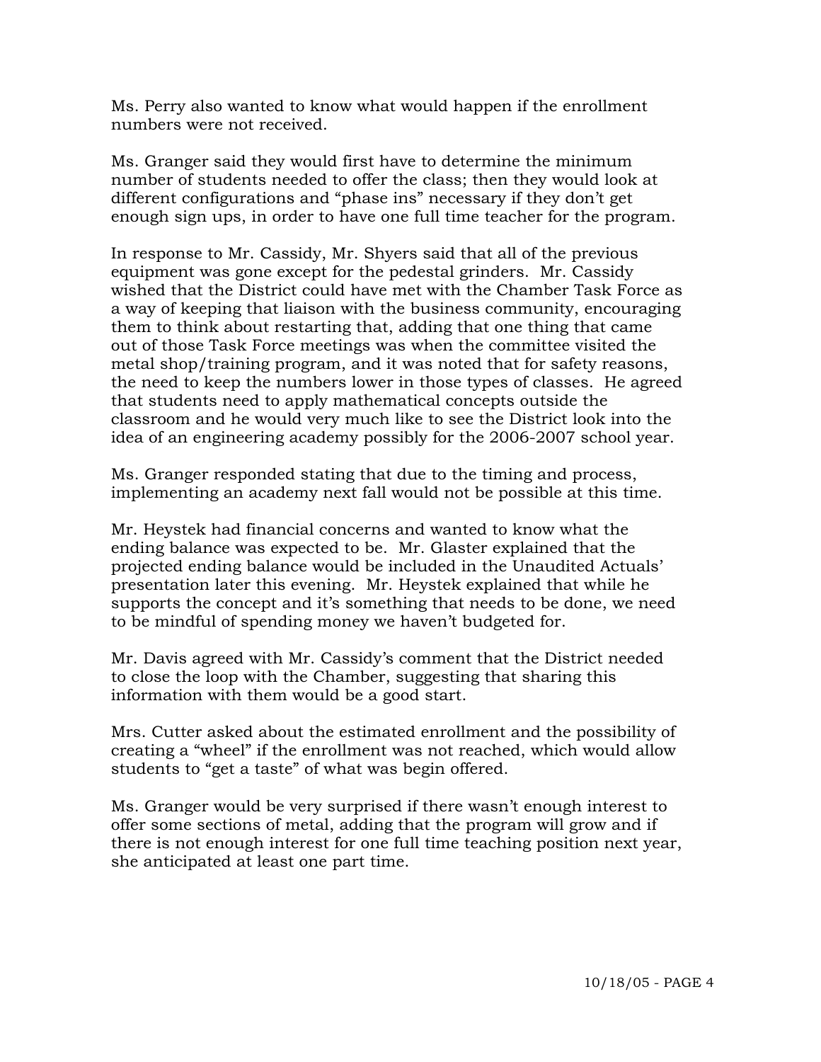Ms. Perry also wanted to know what would happen if the enrollment numbers were not received.

Ms. Granger said they would first have to determine the minimum number of students needed to offer the class; then they would look at different configurations and "phase ins" necessary if they don't get enough sign ups, in order to have one full time teacher for the program.

In response to Mr. Cassidy, Mr. Shyers said that all of the previous equipment was gone except for the pedestal grinders. Mr. Cassidy wished that the District could have met with the Chamber Task Force as a way of keeping that liaison with the business community, encouraging them to think about restarting that, adding that one thing that came out of those Task Force meetings was when the committee visited the metal shop/training program, and it was noted that for safety reasons, the need to keep the numbers lower in those types of classes. He agreed that students need to apply mathematical concepts outside the classroom and he would very much like to see the District look into the idea of an engineering academy possibly for the 2006-2007 school year.

Ms. Granger responded stating that due to the timing and process, implementing an academy next fall would not be possible at this time.

Mr. Heystek had financial concerns and wanted to know what the ending balance was expected to be. Mr. Glaster explained that the projected ending balance would be included in the Unaudited Actuals' presentation later this evening. Mr. Heystek explained that while he supports the concept and it's something that needs to be done, we need to be mindful of spending money we haven't budgeted for.

Mr. Davis agreed with Mr. Cassidy's comment that the District needed to close the loop with the Chamber, suggesting that sharing this information with them would be a good start.

Mrs. Cutter asked about the estimated enrollment and the possibility of creating a "wheel" if the enrollment was not reached, which would allow students to "get a taste" of what was begin offered.

Ms. Granger would be very surprised if there wasn't enough interest to offer some sections of metal, adding that the program will grow and if there is not enough interest for one full time teaching position next year, she anticipated at least one part time.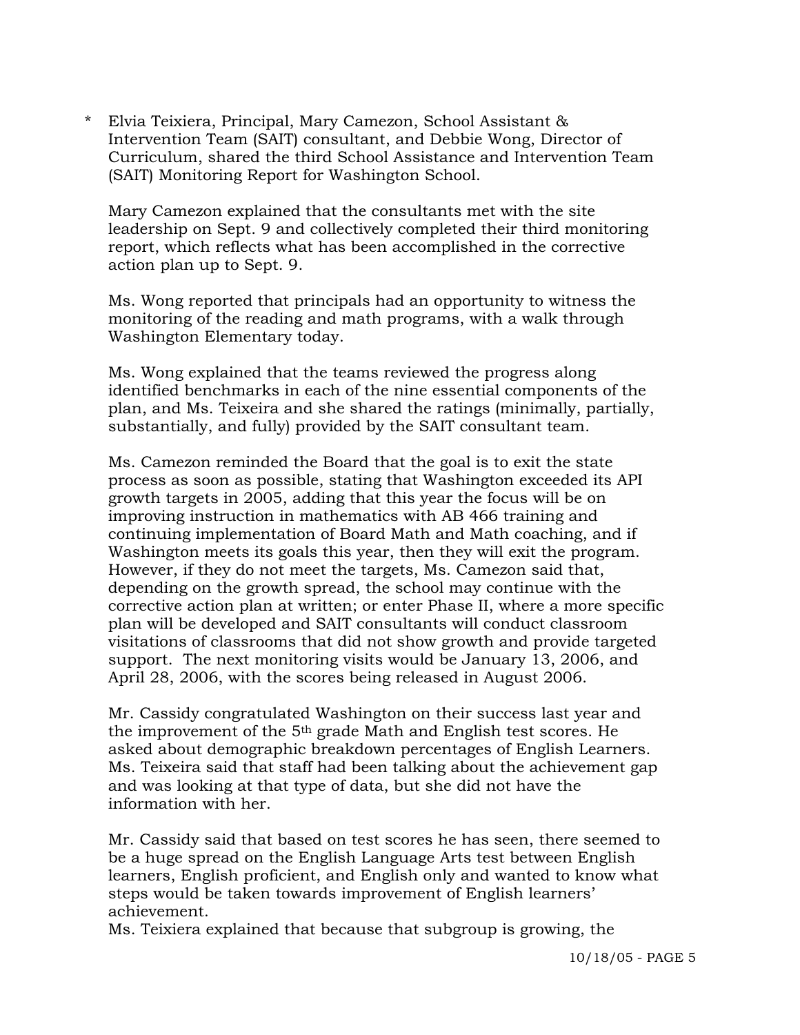* Elvia Teixiera, Principal, Mary Camezon, School Assistant & Intervention Team (SAIT) consultant, and Debbie Wong, Director of Curriculum, shared the third School Assistance and Intervention Team (SAIT) Monitoring Report for Washington School.

  Mary Camezon explained that the consultants met with the site leadership on Sept. 9 and collectively completed their third monitoring report, which reflects what has been accomplished in the corrective action plan up to Sept. 9.

  Ms. Wong reported that principals had an opportunity to witness the monitoring of the reading and math programs, with a walk through Washington Elementary today.

  Ms. Wong explained that the teams reviewed the progress along identified benchmarks in each of the nine essential components of the plan, and Ms. Teixeira and she shared the ratings (minimally, partially, substantially, and fully) provided by the SAIT consultant team.

  Ms. Camezon reminded the Board that the goal is to exit the state process as soon as possible, stating that Washington exceeded its API growth targets in 2005, adding that this year the focus will be on improving instruction in mathematics with AB 466 training and continuing implementation of Board Math and Math coaching, and if Washington meets its goals this year, then they will exit the program. However, if they do not meet the targets, Ms. Camezon said that, depending on the growth spread, the school may continue with the corrective action plan at written; or enter Phase II, where a more specific plan will be developed and SAIT consultants will conduct classroom visitations of classrooms that did not show growth and provide targeted support. The next monitoring visits would be January 13, 2006, and April 28, 2006, with the scores being released in August 2006.

  Mr. Cassidy congratulated Washington on their success last year and the improvement of the 5th grade Math and English test scores. He asked about demographic breakdown percentages of English Learners. Ms. Teixeira said that staff had been talking about the achievement gap and was looking at that type of data, but she did not have the information with her.

  Mr. Cassidy said that based on test scores he has seen, there seemed to be a huge spread on the English Language Arts test between English learners, English proficient, and English only and wanted to know what steps would be taken towards improvement of English learners' achievement.
  Ms. Teixiera explained that because that subgroup is growing, the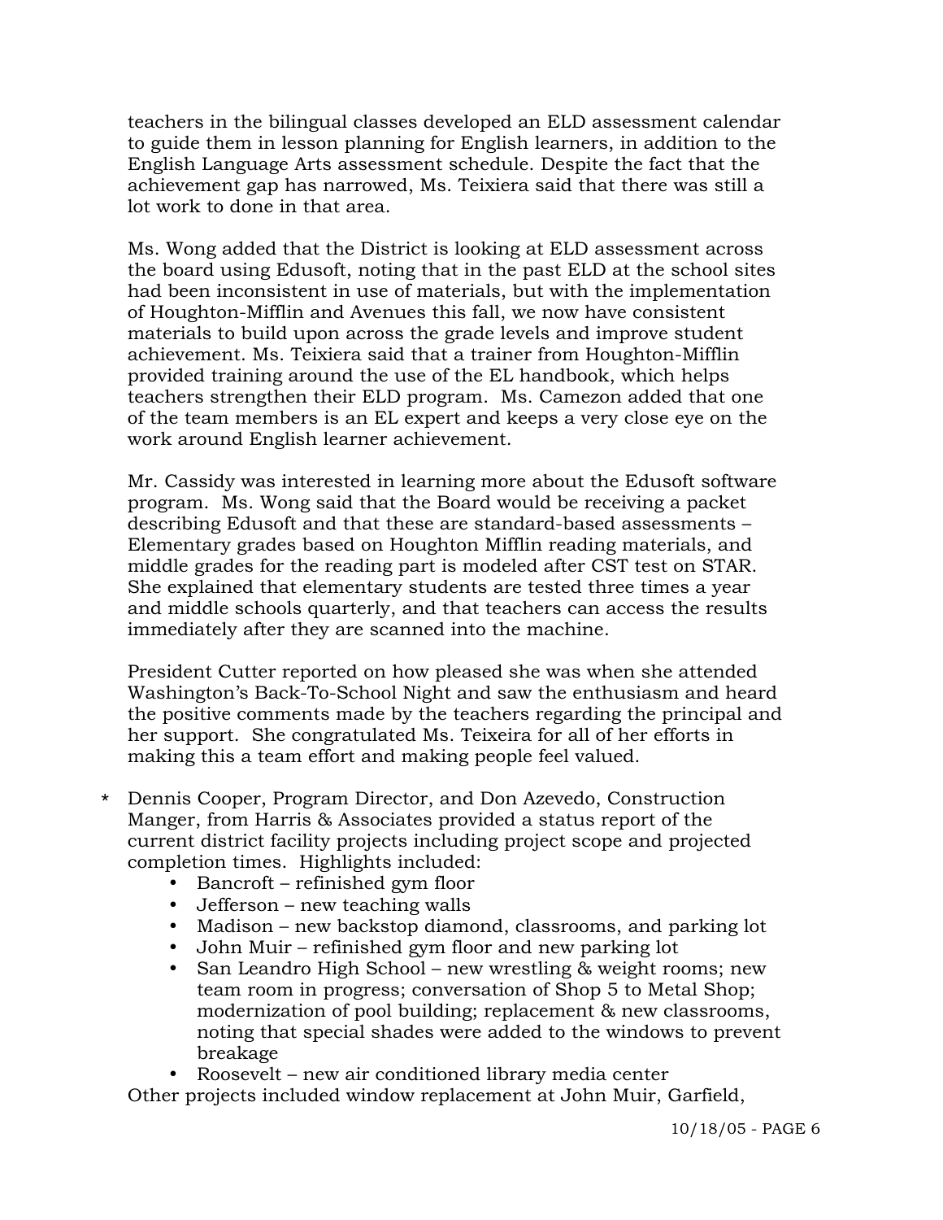teachers in the bilingual classes developed an ELD assessment calendar to guide them in lesson planning for English learners, in addition to the English Language Arts assessment schedule. Despite the fact that the achievement gap has narrowed, Ms. Teixiera said that there was still a lot work to done in that area.

Ms. Wong added that the District is looking at ELD assessment across the board using Edusoft, noting that in the past ELD at the school sites had been inconsistent in use of materials, but with the implementation of Houghton-Mifflin and Avenues this fall, we now have consistent materials to build upon across the grade levels and improve student achievement. Ms. Teixiera said that a trainer from Houghton-Mifflin provided training around the use of the EL handbook, which helps teachers strengthen their ELD program. Ms. Camezon added that one of the team members is an EL expert and keeps a very close eye on the work around English learner achievement.

Mr. Cassidy was interested in learning more about the Edusoft software program. Ms. Wong said that the Board would be receiving a packet describing Edusoft and that these are standard-based assessments – Elementary grades based on Houghton Mifflin reading materials, and middle grades for the reading part is modeled after CST test on STAR. She explained that elementary students are tested three times a year and middle schools quarterly, and that teachers can access the results immediately after they are scanned into the machine.

President Cutter reported on how pleased she was when she attended Washington's Back-To-School Night and saw the enthusiasm and heard the positive comments made by the teachers regarding the principal and her support. She congratulated Ms. Teixiera for all of her efforts in making this a team effort and making people feel valued.

\* Dennis Cooper, Program Director, and Don Azevedo, Construction Manger, from Harris & Associates provided a status report of the current district facility projects including project scope and projected completion times. Highlights included:
  - Bancroft – refinished gym floor
  - Jefferson – new teaching walls
  - Madison – new backstop diamond, classrooms, and parking lot
  - John Muir – refinished gym floor and new parking lot
  - San Leandro High School – new wrestling & weight rooms; new team room in progress; conversation of Shop 5 to Metal Shop; modernization of pool building; replacement & new classrooms, noting that special shades were added to the windows to prevent breakage
  - Roosevelt – new air conditioned library media center

Other projects included window replacement at John Muir, Garfield,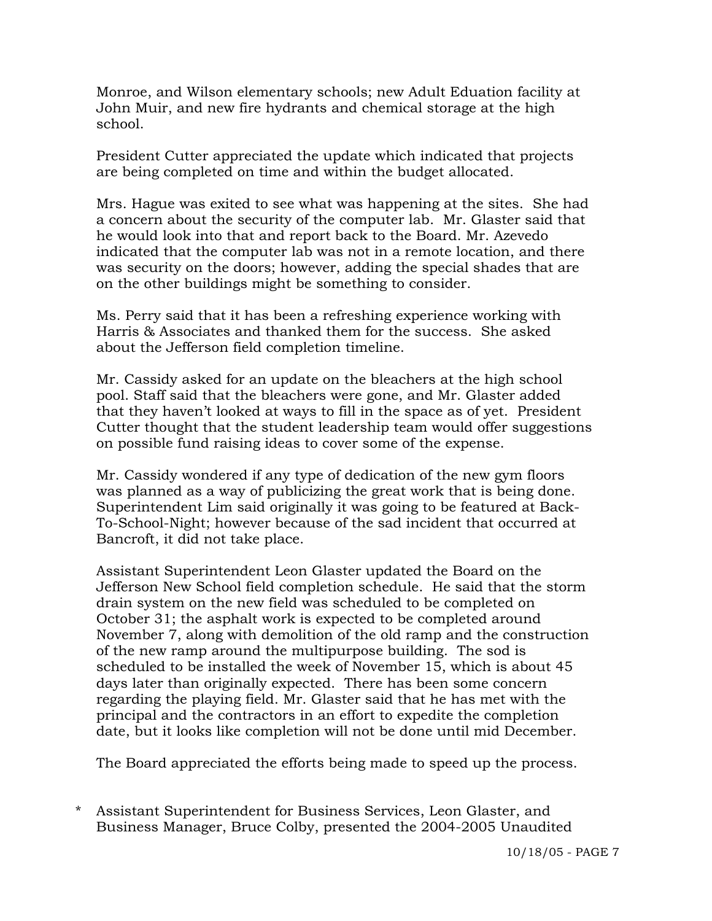Monroe, and Wilson elementary schools; new Adult Eduation facility at John Muir, and new fire hydrants and chemical storage at the high school.

President Cutter appreciated the update which indicated that projects are being completed on time and within the budget allocated.

Mrs. Hague was exited to see what was happening at the sites. She had a concern about the security of the computer lab. Mr. Glaster said that he would look into that and report back to the Board. Mr. Azevedo indicated that the computer lab was not in a remote location, and there was security on the doors; however, adding the special shades that are on the other buildings might be something to consider.

Ms. Perry said that it has been a refreshing experience working with Harris & Associates and thanked them for the success. She asked about the Jefferson field completion timeline.

Mr. Cassidy asked for an update on the bleachers at the high school pool. Staff said that the bleachers were gone, and Mr. Glaster added that they haven't looked at ways to fill in the space as of yet. President Cutter thought that the student leadership team would offer suggestions on possible fund raising ideas to cover some of the expense.

Mr. Cassidy wondered if any type of dedication of the new gym floors was planned as a way of publicizing the great work that is being done. Superintendent Lim said originally it was going to be featured at Back-To-School-Night; however because of the sad incident that occurred at Bancroft, it did not take place.

Assistant Superintendent Leon Glaster updated the Board on the Jefferson New School field completion schedule. He said that the storm drain system on the new field was scheduled to be completed on October 31; the asphalt work is expected to be completed around November 7, along with demolition of the old ramp and the construction of the new ramp around the multipurpose building. The sod is scheduled to be installed the week of November 15, which is about 45 days later than originally expected. There has been some concern regarding the playing field. Mr. Glaster said that he has met with the principal and the contractors in an effort to expedite the completion date, but it looks like completion will not be done until mid December.

The Board appreciated the efforts being made to speed up the process.

\* Assistant Superintendent for Business Services, Leon Glaster, and Business Manager, Bruce Colby, presented the 2004-2005 Unaudited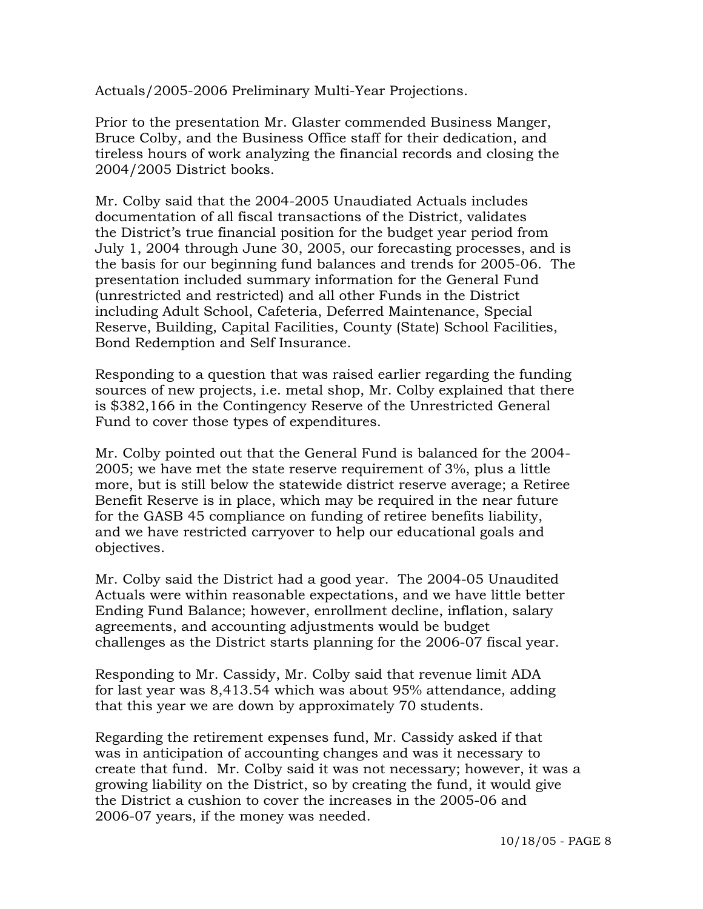Actuals/2005-2006 Preliminary Multi-Year Projections.

Prior to the presentation Mr. Glaster commended Business Manger, Bruce Colby, and the Business Office staff for their dedication, and tireless hours of work analyzing the financial records and closing the 2004/2005 District books.

Mr. Colby said that the 2004-2005 Unaudiated Actuals includes documentation of all fiscal transactions of the District, validates the District's true financial position for the budget year period from July 1, 2004 through June 30, 2005, our forecasting processes, and is the basis for our beginning fund balances and trends for 2005-06. The presentation included summary information for the General Fund (unrestricted and restricted) and all other Funds in the District including Adult School, Cafeteria, Deferred Maintenance, Special Reserve, Building, Capital Facilities, County (State) School Facilities, Bond Redemption and Self Insurance.

Responding to a question that was raised earlier regarding the funding sources of new projects, i.e. metal shop, Mr. Colby explained that there is $382,166 in the Contingency Reserve of the Unrestricted General Fund to cover those types of expenditures.

Mr. Colby pointed out that the General Fund is balanced for the 2004-2005; we have met the state reserve requirement of 3%, plus a little more, but is still below the statewide district reserve average; a Retiree Benefit Reserve is in place, which may be required in the near future for the GASB 45 compliance on funding of retiree benefits liability, and we have restricted carryover to help our educational goals and objectives.

Mr. Colby said the District had a good year. The 2004-05 Unaudited Actuals were within reasonable expectations, and we have little better Ending Fund Balance; however, enrollment decline, inflation, salary agreements, and accounting adjustments would be budget challenges as the District starts planning for the 2006-07 fiscal year.

Responding to Mr. Cassidy, Mr. Colby said that revenue limit ADA for last year was 8,413.54 which was about 95% attendance, adding that this year we are down by approximately 70 students.

Regarding the retirement expenses fund, Mr. Cassidy asked if that was in anticipation of accounting changes and was it necessary to create that fund. Mr. Colby said it was not necessary; however, it was a growing liability on the District, so by creating the fund, it would give the District a cushion to cover the increases in the 2005-06 and 2006-07 years, if the money was needed.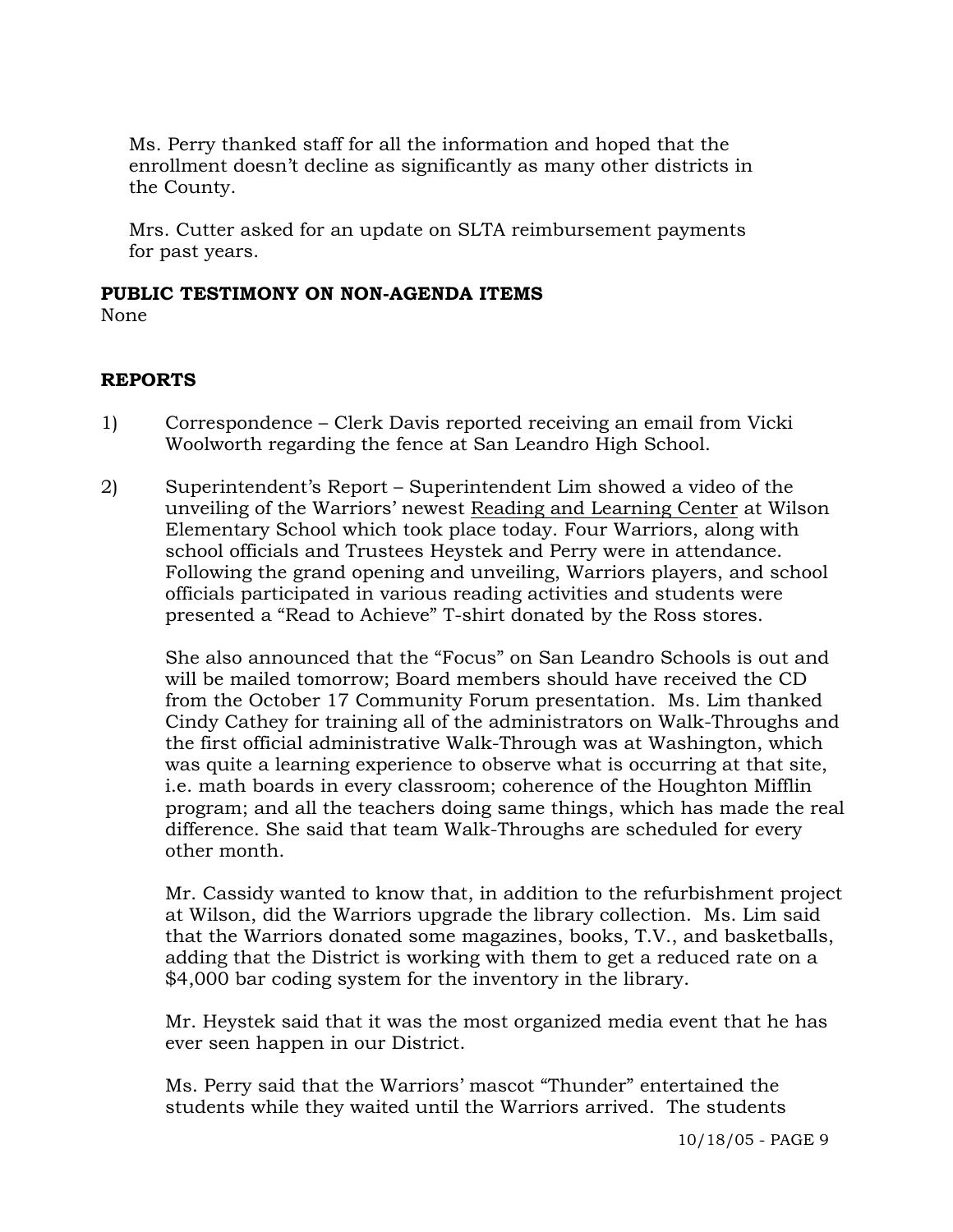Ms. Perry thanked staff for all the information and hoped that the enrollment doesn't decline as significantly as many other districts in the County.

Mrs. Cutter asked for an update on SLTA reimbursement payments for past years.

**PUBLIC TESTIMONY ON NON-AGENDA ITEMS**

None

**REPORTS**

1) Correspondence – Clerk Davis reported receiving an email from Vicki Woolworth regarding the fence at San Leandro High School.

2) Superintendent's Report – Superintendent Lim showed a video of the unveiling of the Warriors' newest Reading and Learning Center at Wilson Elementary School which took place today. Four Warriors, along with school officials and Trustees Heystek and Perry were in attendance. Following the grand opening and unveiling, Warriors players, and school officials participated in various reading activities and students were presented a "Read to Achieve" T-shirt donated by the Ross stores.

   She also announced that the "Focus" on San Leandro Schools is out and will be mailed tomorrow; Board members should have received the CD from the October 17 Community Forum presentation. Ms. Lim thanked Cindy Cathey for training all of the administrators on Walk-Throughs and the first official administrative Walk-Through was at Washington, which was quite a learning experience to observe what is occurring at that site, i.e. math boards in every classroom; coherence of the Houghton Mifflin program; and all the teachers doing same things, which has made the real difference. She said that team Walk-Throughs are scheduled for every other month.

   Mr. Cassidy wanted to know that, in addition to the refurbishment project at Wilson, did the Warriors upgrade the library collection. Ms. Lim said that the Warriors donated some magazines, books, T.V., and basketballs, adding that the District is working with them to get a reduced rate on a $4,000 bar coding system for the inventory in the library.

   Mr. Heystek said that it was the most organized media event that he has ever seen happen in our District.

   Ms. Perry said that the Warriors' mascot "Thunder" entertained the students while they waited until the Warriors arrived. The students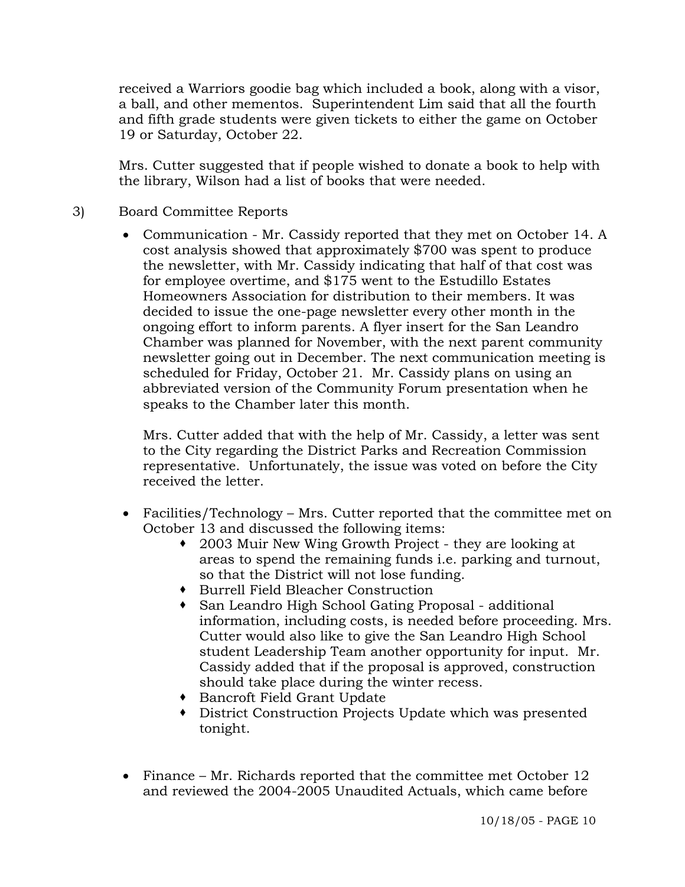received a Warriors goodie bag which included a book, along with a visor, a ball, and other mementos. Superintendent Lim said that all the fourth and fifth grade students were given tickets to either the game on October 19 or Saturday, October 22.

Mrs. Cutter suggested that if people wished to donate a book to help with the library, Wilson had a list of books that were needed.

3) Board Committee Reports

- Communication - Mr. Cassidy reported that they met on October 14. A cost analysis showed that approximately $700 was spent to produce the newsletter, with Mr. Cassidy indicating that half of that cost was for employee overtime, and $175 went to the Estudillo Estates Homeowners Association for distribution to their members. It was decided to issue the one-page newsletter every other month in the ongoing effort to inform parents. A flyer insert for the San Leandro Chamber was planned for November, with the next parent community newsletter going out in December. The next communication meeting is scheduled for Friday, October 21. Mr. Cassidy plans on using an abbreviated version of the Community Forum presentation when he speaks to the Chamber later this month.

  Mrs. Cutter added that with the help of Mr. Cassidy, a letter was sent to the City regarding the District Parks and Recreation Commission representative. Unfortunately, the issue was voted on before the City received the letter.

- Facilities/Technology – Mrs. Cutter reported that the committee met on October 13 and discussed the following items:
  - 2003 Muir New Wing Growth Project - they are looking at areas to spend the remaining funds i.e. parking and turnout, so that the District will not lose funding.
  - Burrell Field Bleacher Construction
  - San Leandro High School Gating Proposal - additional information, including costs, is needed before proceeding. Mrs. Cutter would also like to give the San Leandro High School student Leadership Team another opportunity for input. Mr. Cassidy added that if the proposal is approved, construction should take place during the winter recess.
  - Bancroft Field Grant Update
  - District Construction Projects Update which was presented tonight.

- Finance – Mr. Richards reported that the committee met October 12 and reviewed the 2004-2005 Unaudited Actuals, which came before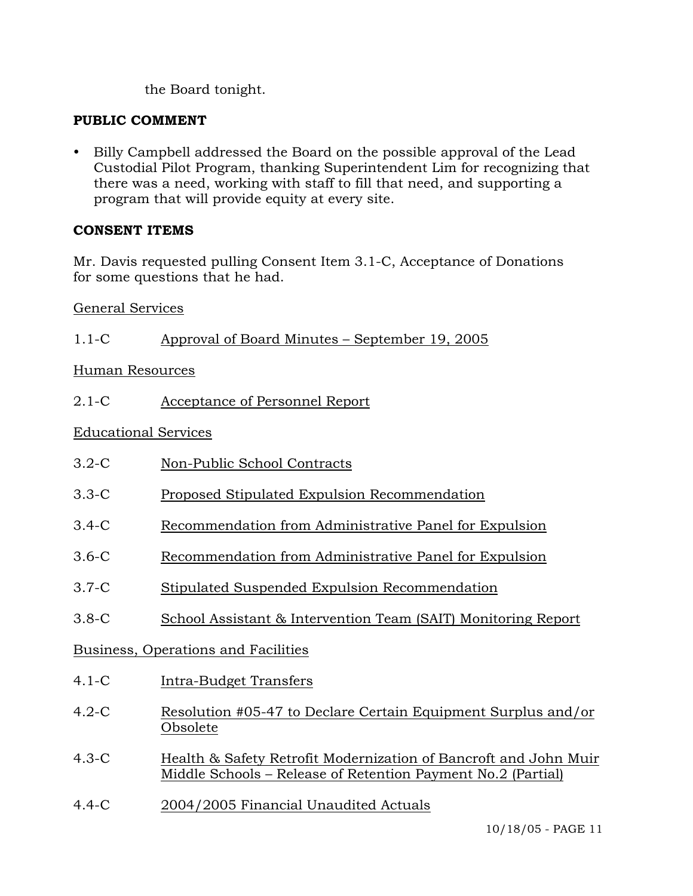the Board tonight.

**PUBLIC COMMENT**

- Billy Campbell addressed the Board on the possible approval of the Lead Custodial Pilot Program, thanking Superintendent Lim for recognizing that there was a need, working with staff to fill that need, and supporting a program that will provide equity at every site.

**CONSENT ITEMS**

Mr. Davis requested pulling Consent Item 3.1-C, Acceptance of Donations for some questions that he had.

General Services

1.1-C Approval of Board Minutes – September 19, 2005

Human Resources

2.1-C Acceptance of Personnel Report

Educational Services

3.2-C Non-Public School Contracts

3.3-C Proposed Stipulated Expulsion Recommendation

3.4-C Recommendation from Administrative Panel for Expulsion

3.6-C Recommendation from Administrative Panel for Expulsion

3.7-C Stipulated Suspended Expulsion Recommendation

3.8-C School Assistant & Intervention Team (SAIT) Monitoring Report

Business, Operations and Facilities

4.1-C Intra-Budget Transfers

4.2-C Resolution #05-47 to Declare Certain Equipment Surplus and/or Obsolete

4.3-C Health & Safety Retrofit Modernization of Bancroft and John Muir Middle Schools – Release of Retention Payment No.2 (Partial)

4.4-C 2004/2005 Financial Unaudited Actuals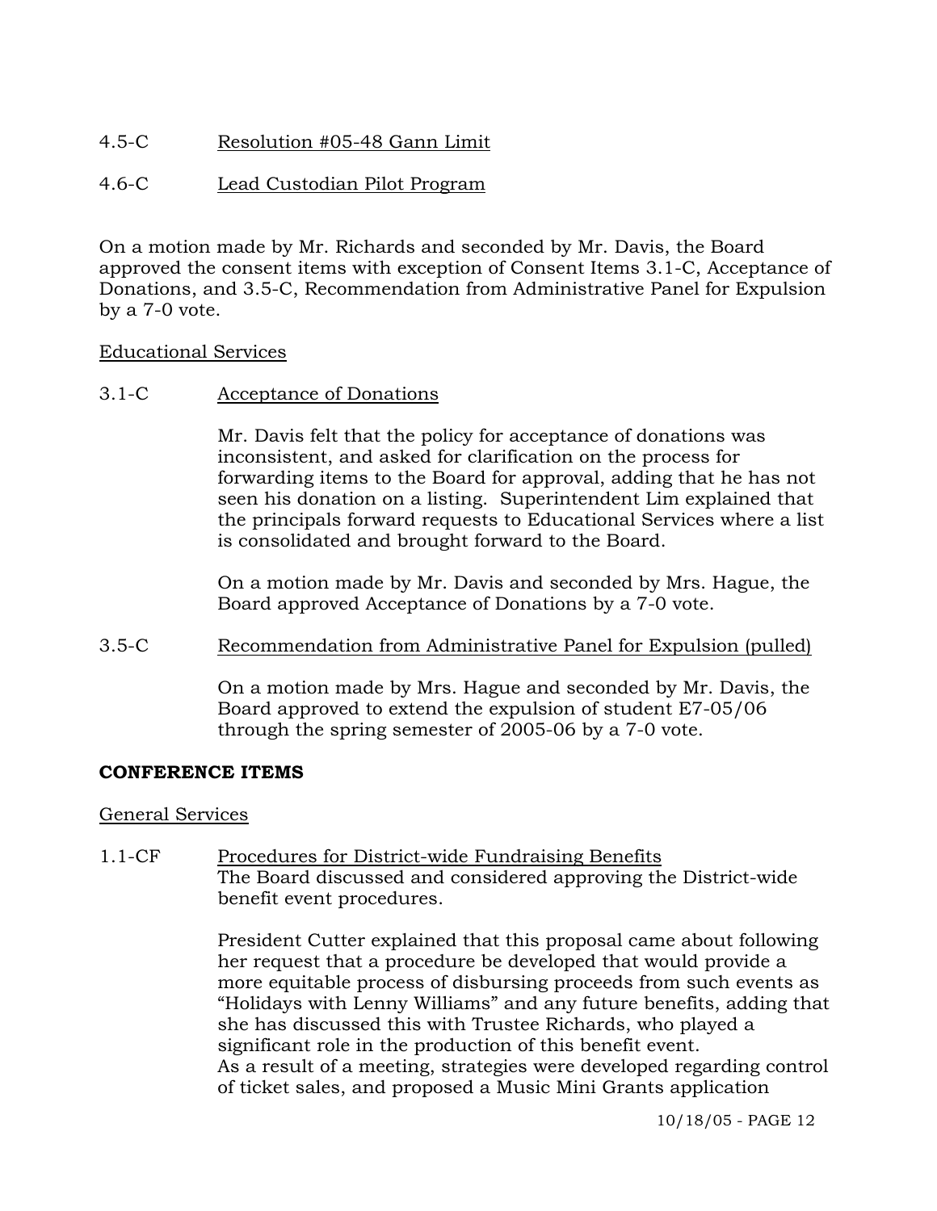4.5-C Resolution #05-48 Gann Limit

4.6-C Lead Custodian Pilot Program

On a motion made by Mr. Richards and seconded by Mr. Davis, the Board approved the consent items with exception of Consent Items 3.1-C, Acceptance of Donations, and 3.5-C, Recommendation from Administrative Panel for Expulsion by a 7-0 vote.

Educational Services

3.1-C Acceptance of Donations

Mr. Davis felt that the policy for acceptance of donations was inconsistent, and asked for clarification on the process for forwarding items to the Board for approval, adding that he has not seen his donation on a listing. Superintendent Lim explained that the principals forward requests to Educational Services where a list is consolidated and brought forward to the Board.

On a motion made by Mr. Davis and seconded by Mrs. Hague, the Board approved Acceptance of Donations by a 7-0 vote.

3.5-C Recommendation from Administrative Panel for Expulsion (pulled)

On a motion made by Mrs. Hague and seconded by Mr. Davis, the Board approved to extend the expulsion of student E7-05/06 through the spring semester of 2005-06 by a 7-0 vote.

**CONFERENCE ITEMS**

General Services

1.1-CF Procedures for District-wide Fundraising Benefits
The Board discussed and considered approving the District-wide benefit event procedures.

President Cutter explained that this proposal came about following her request that a procedure be developed that would provide a more equitable process of disbursing proceeds from such events as "Holidays with Lenny Williams" and any future benefits, adding that she has discussed this with Trustee Richards, who played a significant role in the production of this benefit event.
As a result of a meeting, strategies were developed regarding control of ticket sales, and proposed a Music Mini Grants application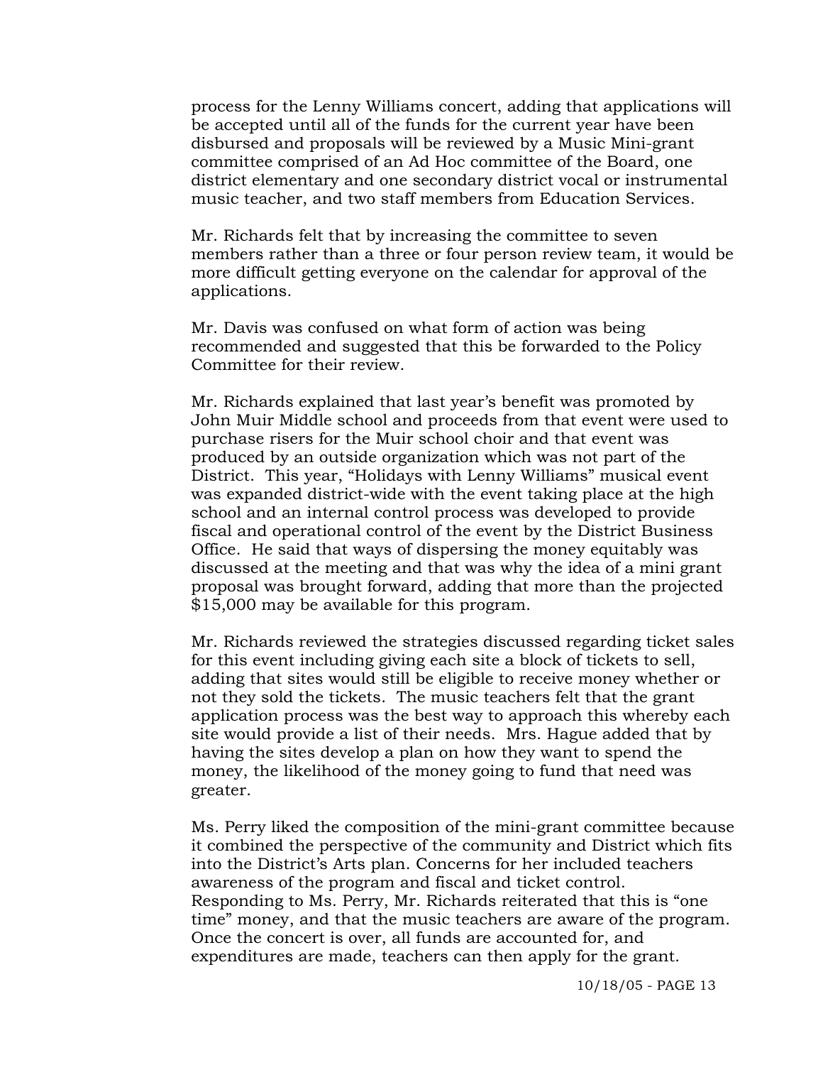process for the Lenny Williams concert, adding that applications will be accepted until all of the funds for the current year have been disbursed and proposals will be reviewed by a Music Mini-grant committee comprised of an Ad Hoc committee of the Board, one district elementary and one secondary district vocal or instrumental music teacher, and two staff members from Education Services.

Mr. Richards felt that by increasing the committee to seven members rather than a three or four person review team, it would be more difficult getting everyone on the calendar for approval of the applications.

Mr. Davis was confused on what form of action was being recommended and suggested that this be forwarded to the Policy Committee for their review.

Mr. Richards explained that last year's benefit was promoted by John Muir Middle school and proceeds from that event were used to purchase risers for the Muir school choir and that event was produced by an outside organization which was not part of the District. This year, "Holidays with Lenny Williams" musical event was expanded district-wide with the event taking place at the high school and an internal control process was developed to provide fiscal and operational control of the event by the District Business Office. He said that ways of dispersing the money equitably was discussed at the meeting and that was why the idea of a mini grant proposal was brought forward, adding that more than the projected $15,000 may be available for this program.

Mr. Richards reviewed the strategies discussed regarding ticket sales for this event including giving each site a block of tickets to sell, adding that sites would still be eligible to receive money whether or not they sold the tickets. The music teachers felt that the grant application process was the best way to approach this whereby each site would provide a list of their needs. Mrs. Hague added that by having the sites develop a plan on how they want to spend the money, the likelihood of the money going to fund that need was greater.

Ms. Perry liked the composition of the mini-grant committee because it combined the perspective of the community and District which fits into the District's Arts plan. Concerns for her included teachers awareness of the program and fiscal and ticket control. Responding to Ms. Perry, Mr. Richards reiterated that this is "one time" money, and that the music teachers are aware of the program. Once the concert is over, all funds are accounted for, and expenditures are made, teachers can then apply for the grant.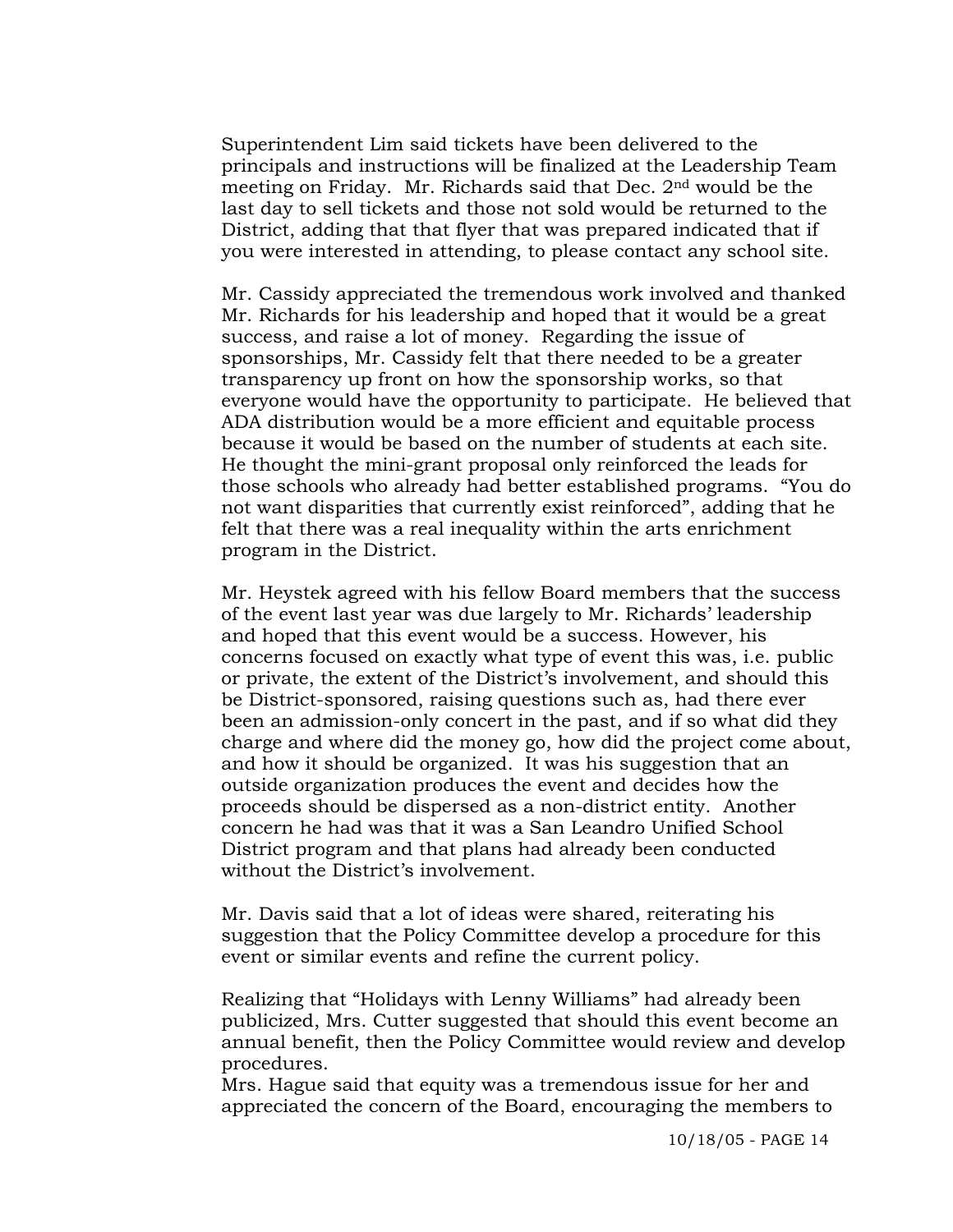Superintendent Lim said tickets have been delivered to the principals and instructions will be finalized at the Leadership Team meeting on Friday. Mr. Richards said that Dec. 2nd would be the last day to sell tickets and those not sold would be returned to the District, adding that that flyer that was prepared indicated that if you were interested in attending, to please contact any school site.

Mr. Cassidy appreciated the tremendous work involved and thanked Mr. Richards for his leadership and hoped that it would be a great success, and raise a lot of money. Regarding the issue of sponsorships, Mr. Cassidy felt that there needed to be a greater transparency up front on how the sponsorship works, so that everyone would have the opportunity to participate. He believed that ADA distribution would be a more efficient and equitable process because it would be based on the number of students at each site. He thought the mini-grant proposal only reinforced the leads for those schools who already had better established programs. "You do not want disparities that currently exist reinforced", adding that he felt that there was a real inequality within the arts enrichment program in the District.

Mr. Heystek agreed with his fellow Board members that the success of the event last year was due largely to Mr. Richards' leadership and hoped that this event would be a success. However, his concerns focused on exactly what type of event this was, i.e. public or private, the extent of the District's involvement, and should this be District-sponsored, raising questions such as, had there ever been an admission-only concert in the past, and if so what did they charge and where did the money go, how did the project come about, and how it should be organized. It was his suggestion that an outside organization produces the event and decides how the proceeds should be dispersed as a non-district entity. Another concern he had was that it was a San Leandro Unified School District program and that plans had already been conducted without the District's involvement.

Mr. Davis said that a lot of ideas were shared, reiterating his suggestion that the Policy Committee develop a procedure for this event or similar events and refine the current policy.

Realizing that "Holidays with Lenny Williams" had already been publicized, Mrs. Cutter suggested that should this event become an annual benefit, then the Policy Committee would review and develop procedures.

Mrs. Hague said that equity was a tremendous issue for her and appreciated the concern of the Board, encouraging the members to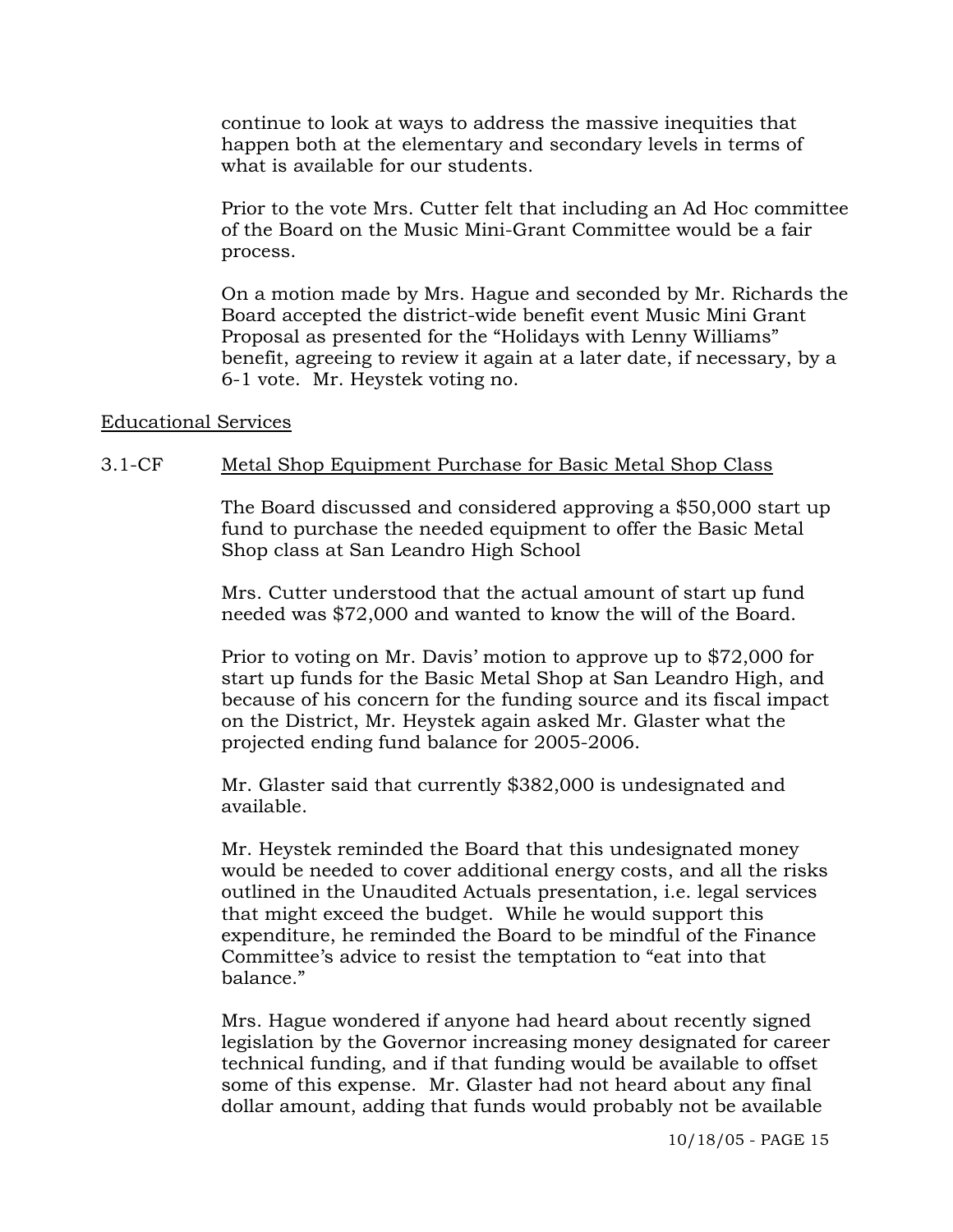continue to look at ways to address the massive inequities that happen both at the elementary and secondary levels in terms of what is available for our students.

Prior to the vote Mrs. Cutter felt that including an Ad Hoc committee of the Board on the Music Mini-Grant Committee would be a fair process.

On a motion made by Mrs. Hague and seconded by Mr. Richards the Board accepted the district-wide benefit event Music Mini Grant Proposal as presented for the "Holidays with Lenny Williams" benefit, agreeing to review it again at a later date, if necessary, by a 6-1 vote. Mr. Heystek voting no.

<u>Educational Services</u>

3.1-CF &nbsp;&nbsp;&nbsp;&nbsp; <u>Metal Shop Equipment Purchase for Basic Metal Shop Class</u>

The Board discussed and considered approving a $50,000 start up fund to purchase the needed equipment to offer the Basic Metal Shop class at San Leandro High School

Mrs. Cutter understood that the actual amount of start up fund needed was $72,000 and wanted to know the will of the Board.

Prior to voting on Mr. Davis' motion to approve up to $72,000 for start up funds for the Basic Metal Shop at San Leandro High, and because of his concern for the funding source and its fiscal impact on the District, Mr. Heystek again asked Mr. Glaster what the projected ending fund balance for 2005-2006.

Mr. Glaster said that currently $382,000 is undesignated and available.

Mr. Heystek reminded the Board that this undesignated money would be needed to cover additional energy costs, and all the risks outlined in the Unaudited Actuals presentation, i.e. legal services that might exceed the budget. While he would support this expenditure, he reminded the Board to be mindful of the Finance Committee's advice to resist the temptation to "eat into that balance."

Mrs. Hague wondered if anyone had heard about recently signed legislation by the Governor increasing money designated for career technical funding, and if that funding would be available to offset some of this expense. Mr. Glaster had not heard about any final dollar amount, adding that funds would probably not be available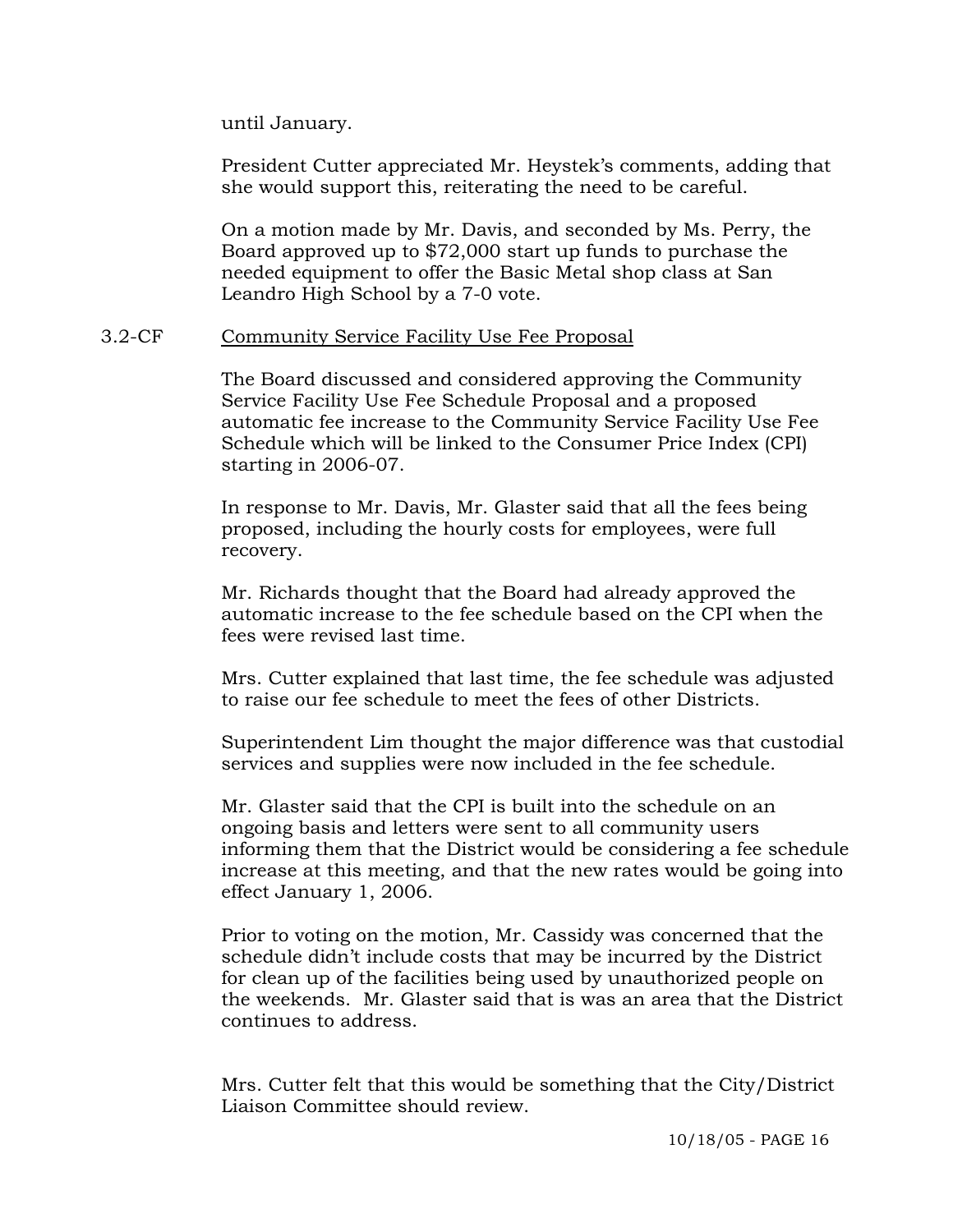until January.

President Cutter appreciated Mr. Heystek's comments, adding that she would support this, reiterating the need to be careful.

On a motion made by Mr. Davis, and seconded by Ms. Perry, the Board approved up to $72,000 start up funds to purchase the needed equipment to offer the Basic Metal shop class at San Leandro High School by a 7-0 vote.

3.2-CF <u>Community Service Facility Use Fee Proposal</u>

The Board discussed and considered approving the Community Service Facility Use Fee Schedule Proposal and a proposed automatic fee increase to the Community Service Facility Use Fee Schedule which will be linked to the Consumer Price Index (CPI) starting in 2006-07.

In response to Mr. Davis, Mr. Glaster said that all the fees being proposed, including the hourly costs for employees, were full recovery.

Mr. Richards thought that the Board had already approved the automatic increase to the fee schedule based on the CPI when the fees were revised last time.

Mrs. Cutter explained that last time, the fee schedule was adjusted to raise our fee schedule to meet the fees of other Districts.

Superintendent Lim thought the major difference was that custodial services and supplies were now included in the fee schedule.

Mr. Glaster said that the CPI is built into the schedule on an ongoing basis and letters were sent to all community users informing them that the District would be considering a fee schedule increase at this meeting, and that the new rates would be going into effect January 1, 2006.

Prior to voting on the motion, Mr. Cassidy was concerned that the schedule didn't include costs that may be incurred by the District for clean up of the facilities being used by unauthorized people on the weekends. Mr. Glaster said that is was an area that the District continues to address.

Mrs. Cutter felt that this would be something that the City/District Liaison Committee should review.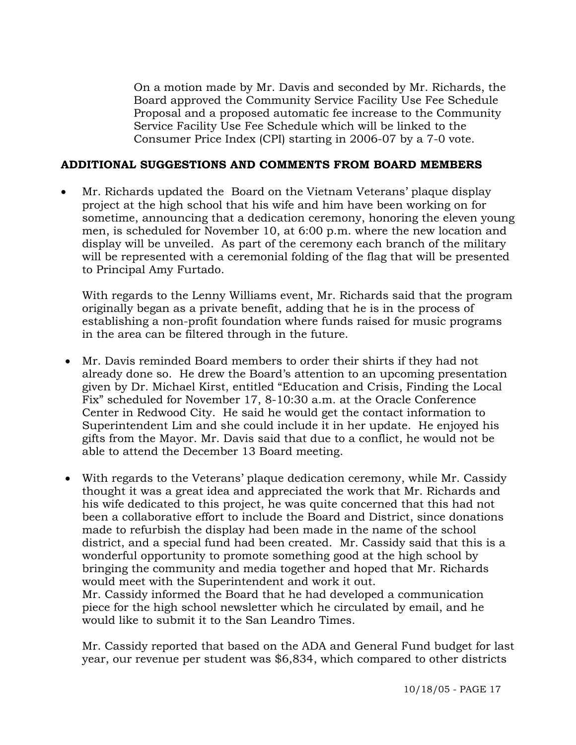On a motion made by Mr. Davis and seconded by Mr. Richards, the Board approved the Community Service Facility Use Fee Schedule Proposal and a proposed automatic fee increase to the Community Service Facility Use Fee Schedule which will be linked to the Consumer Price Index (CPI) starting in 2006-07 by a 7-0 vote.

## ADDITIONAL SUGGESTIONS AND COMMENTS FROM BOARD MEMBERS

- Mr. Richards updated the Board on the Vietnam Veterans' plaque display project at the high school that his wife and him have been working on for sometime, announcing that a dedication ceremony, honoring the eleven young men, is scheduled for November 10, at 6:00 p.m. where the new location and display will be unveiled. As part of the ceremony each branch of the military will be represented with a ceremonial folding of the flag that will be presented to Principal Amy Furtado.

  With regards to the Lenny Williams event, Mr. Richards said that the program originally began as a private benefit, adding that he is in the process of establishing a non-profit foundation where funds raised for music programs in the area can be filtered through in the future.

- Mr. Davis reminded Board members to order their shirts if they had not already done so. He drew the Board's attention to an upcoming presentation given by Dr. Michael Kirst, entitled "Education and Crisis, Finding the Local Fix" scheduled for November 17, 8-10:30 a.m. at the Oracle Conference Center in Redwood City. He said he would get the contact information to Superintendent Lim and she could include it in her update. He enjoyed his gifts from the Mayor. Mr. Davis said that due to a conflict, he would not be able to attend the December 13 Board meeting.

- With regards to the Veterans' plaque dedication ceremony, while Mr. Cassidy thought it was a great idea and appreciated the work that Mr. Richards and his wife dedicated to this project, he was quite concerned that this had not been a collaborative effort to include the Board and District, since donations made to refurbish the display had been made in the name of the school district, and a special fund had been created. Mr. Cassidy said that this is a wonderful opportunity to promote something good at the high school by bringing the community and media together and hoped that Mr. Richards would meet with the Superintendent and work it out.
  Mr. Cassidy informed the Board that he had developed a communication piece for the high school newsletter which he circulated by email, and he would like to submit it to the San Leandro Times.

  Mr. Cassidy reported that based on the ADA and General Fund budget for last year, our revenue per student was $6,834, which compared to other districts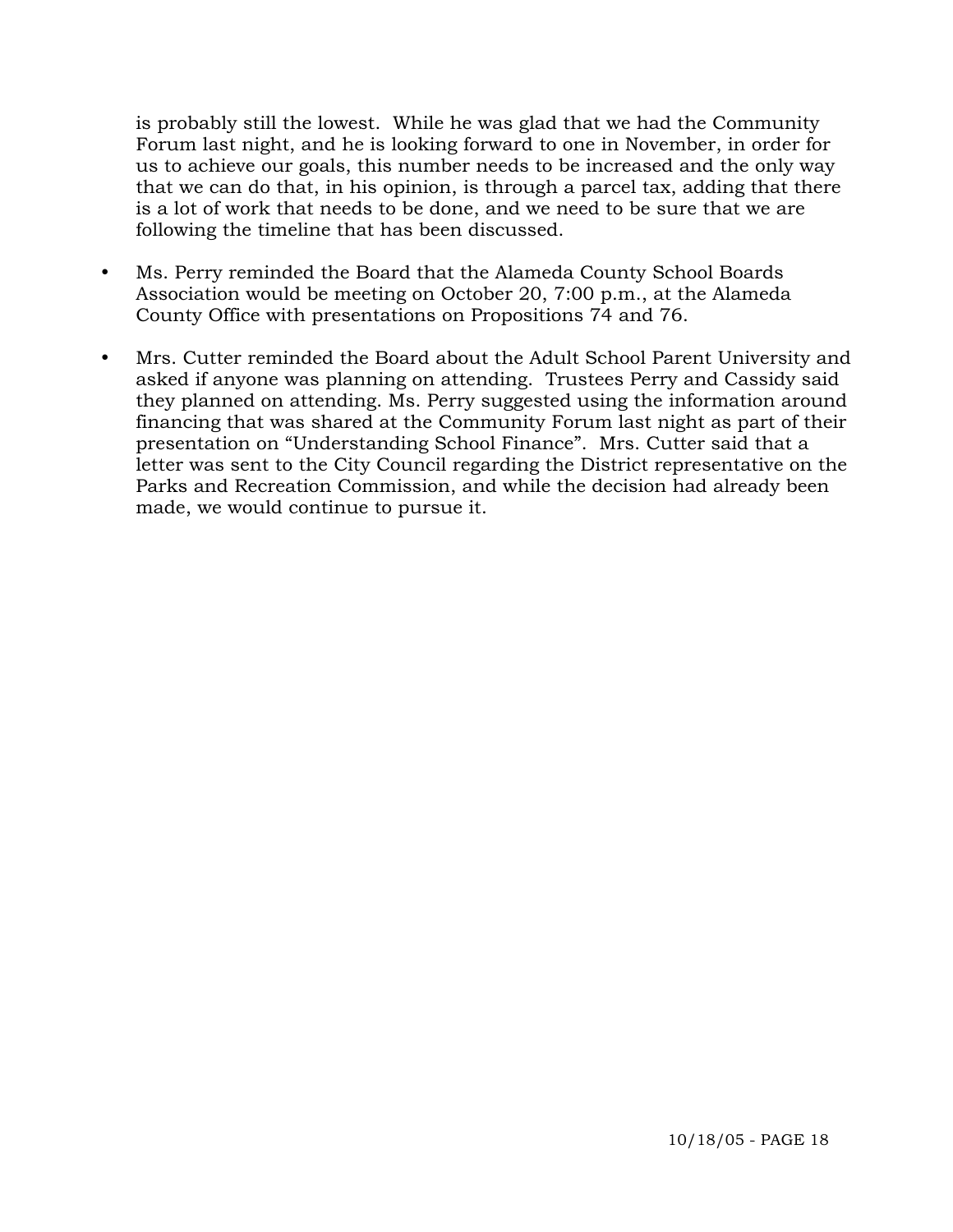is probably still the lowest. While he was glad that we had the Community Forum last night, and he is looking forward to one in November, in order for us to achieve our goals, this number needs to be increased and the only way that we can do that, in his opinion, is through a parcel tax, adding that there is a lot of work that needs to be done, and we need to be sure that we are following the timeline that has been discussed.

- Ms. Perry reminded the Board that the Alameda County School Boards Association would be meeting on October 20, 7:00 p.m., at the Alameda County Office with presentations on Propositions 74 and 76.

- Mrs. Cutter reminded the Board about the Adult School Parent University and asked if anyone was planning on attending. Trustees Perry and Cassidy said they planned on attending. Ms. Perry suggested using the information around financing that was shared at the Community Forum last night as part of their presentation on "Understanding School Finance". Mrs. Cutter said that a letter was sent to the City Council regarding the District representative on the Parks and Recreation Commission, and while the decision had already been made, we would continue to pursue it.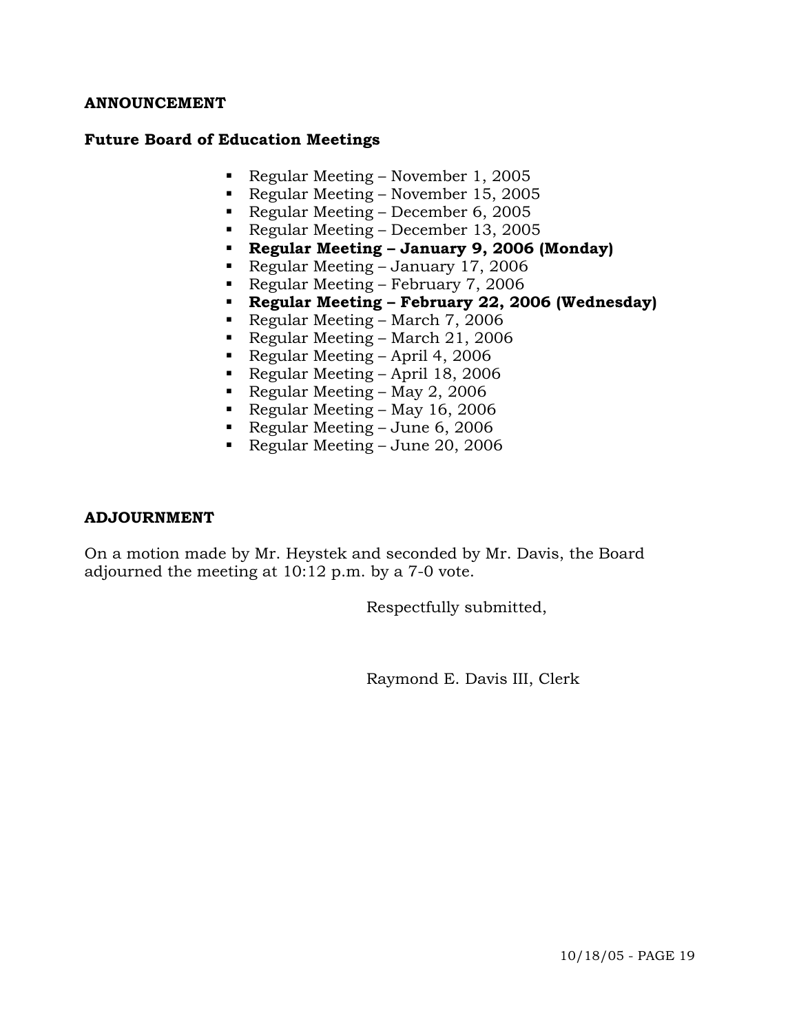**ANNOUNCEMENT**

**Future Board of Education Meetings**

- Regular Meeting – November 1, 2005
- Regular Meeting – November 15, 2005
- Regular Meeting – December 6, 2005
- Regular Meeting – December 13, 2005
- **Regular Meeting – January 9, 2006 (Monday)**
- Regular Meeting – January 17, 2006
- Regular Meeting – February 7, 2006
- **Regular Meeting – February 22, 2006 (Wednesday)**
- Regular Meeting – March 7, 2006
- Regular Meeting – March 21, 2006
- Regular Meeting – April 4, 2006
- Regular Meeting – April 18, 2006
- Regular Meeting – May 2, 2006
- Regular Meeting – May 16, 2006
- Regular Meeting – June 6, 2006
- Regular Meeting – June 20, 2006

**ADJOURNMENT**

On a motion made by Mr. Heystek and seconded by Mr. Davis, the Board adjourned the meeting at 10:12 p.m. by a 7-0 vote.

Respectfully submitted,

Raymond E. Davis III, Clerk